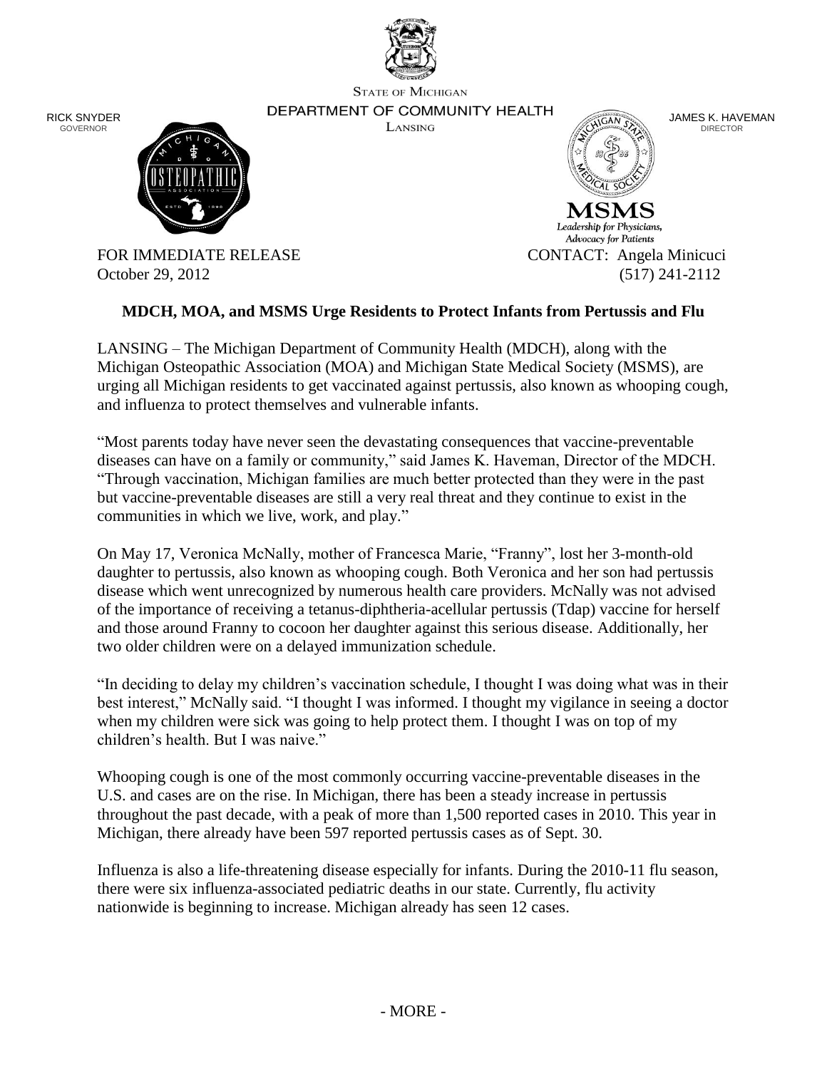STATE OF MICHIGAN
DEPARTMENT OF COMMUNITY HEALTH
LANSING

RICK SNYDER
GOVERNOR

JAMES K. HAVEMAN
DIRECTOR

MSMS
*Leadership for Physicians, Advocacy for Patients*

FOR IMMEDIATE RELEASE
October 29, 2012

CONTACT: Angela Minicuci
(517) 241-2112

**MDCH, MOA, and MSMS Urge Residents to Protect Infants from Pertussis and Flu**

LANSING – The Michigan Department of Community Health (MDCH), along with the Michigan Osteopathic Association (MOA) and Michigan State Medical Society (MSMS), are urging all Michigan residents to get vaccinated against pertussis, also known as whooping cough, and influenza to protect themselves and vulnerable infants.

"Most parents today have never seen the devastating consequences that vaccine-preventable diseases can have on a family or community," said James K. Haveman, Director of the MDCH. "Through vaccination, Michigan families are much better protected than they were in the past but vaccine-preventable diseases are still a very real threat and they continue to exist in the communities in which we live, work, and play."

On May 17, Veronica McNally, mother of Francesca Marie, "Franny", lost her 3-month-old daughter to pertussis, also known as whooping cough. Both Veronica and her son had pertussis disease which went unrecognized by numerous health care providers. McNally was not advised of the importance of receiving a tetanus-diphtheria-acellular pertussis (Tdap) vaccine for herself and those around Franny to cocoon her daughter against this serious disease. Additionally, her two older children were on a delayed immunization schedule.

"In deciding to delay my children's vaccination schedule, I thought I was doing what was in their best interest," McNally said. "I thought I was informed. I thought my vigilance in seeing a doctor when my children were sick was going to help protect them. I thought I was on top of my children's health. But I was naive."

Whooping cough is one of the most commonly occurring vaccine-preventable diseases in the U.S. and cases are on the rise. In Michigan, there has been a steady increase in pertussis throughout the past decade, with a peak of more than 1,500 reported cases in 2010. This year in Michigan, there already have been 597 reported pertussis cases as of Sept. 30.

Influenza is also a life-threatening disease especially for infants. During the 2010-11 flu season, there were six influenza-associated pediatric deaths in our state. Currently, flu activity nationwide is beginning to increase. Michigan already has seen 12 cases.

\- MORE -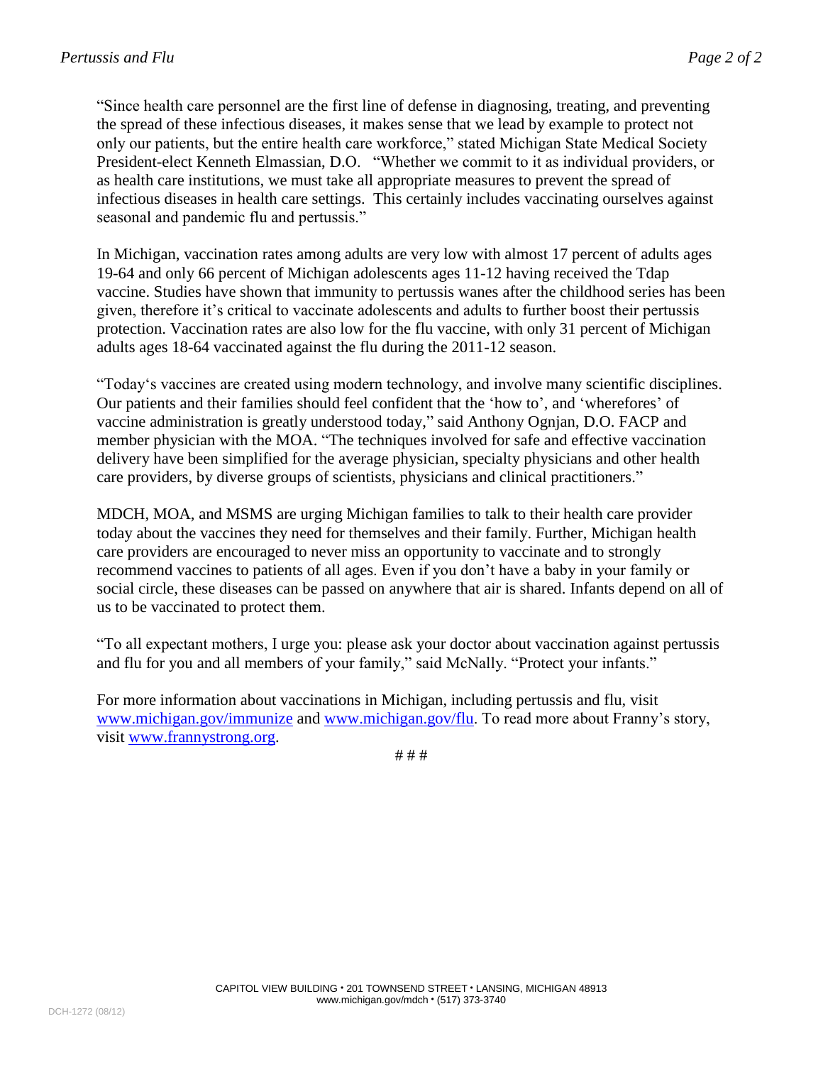"Since health care personnel are the first line of defense in diagnosing, treating, and preventing the spread of these infectious diseases, it makes sense that we lead by example to protect not only our patients, but the entire health care workforce," stated Michigan State Medical Society President-elect Kenneth Elmassian, D.O. "Whether we commit to it as individual providers, or as health care institutions, we must take all appropriate measures to prevent the spread of infectious diseases in health care settings. This certainly includes vaccinating ourselves against seasonal and pandemic flu and pertussis."

In Michigan, vaccination rates among adults are very low with almost 17 percent of adults ages 19-64 and only 66 percent of Michigan adolescents ages 11-12 having received the Tdap vaccine. Studies have shown that immunity to pertussis wanes after the childhood series has been given, therefore it's critical to vaccinate adolescents and adults to further boost their pertussis protection. Vaccination rates are also low for the flu vaccine, with only 31 percent of Michigan adults ages 18-64 vaccinated against the flu during the 2011-12 season.

"Today's vaccines are created using modern technology, and involve many scientific disciplines. Our patients and their families should feel confident that the 'how to', and 'wherefores' of vaccine administration is greatly understood today," said Anthony Ognjan, D.O. FACP and member physician with the MOA. "The techniques involved for safe and effective vaccination delivery have been simplified for the average physician, specialty physicians and other health care providers, by diverse groups of scientists, physicians and clinical practitioners."

MDCH, MOA, and MSMS are urging Michigan families to talk to their health care provider today about the vaccines they need for themselves and their family. Further, Michigan health care providers are encouraged to never miss an opportunity to vaccinate and to strongly recommend vaccines to patients of all ages. Even if you don't have a baby in your family or social circle, these diseases can be passed on anywhere that air is shared. Infants depend on all of us to be vaccinated to protect them.

"To all expectant mothers, I urge you: please ask your doctor about vaccination against pertussis and flu for you and all members of your family," said McNally. "Protect your infants."

For more information about vaccinations in Michigan, including pertussis and flu, visit www.michigan.gov/immunize and www.michigan.gov/flu. To read more about Franny's story, visit www.frannystrong.org.

# # #